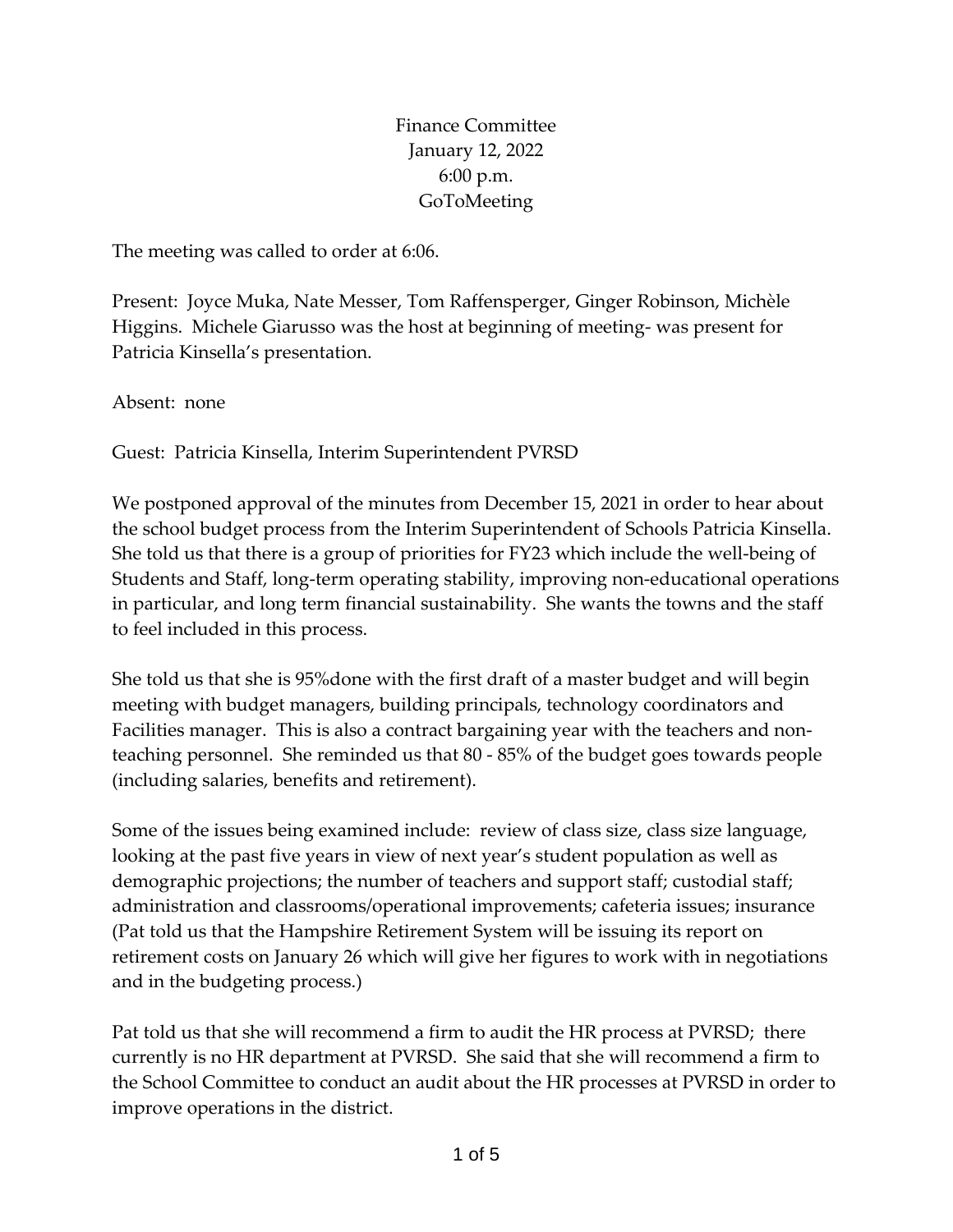# Finance Committee
January 12, 2022
6:00 p.m.
GoToMeeting

The meeting was called to order at 6:06.

Present: Joyce Muka, Nate Messer, Tom Raffensperger, Ginger Robinson, Michèle Higgins. Michele Giarusso was the host at beginning of meeting- was present for Patricia Kinsella's presentation.

Absent: none

Guest: Patricia Kinsella, Interim Superintendent PVRSD

We postponed approval of the minutes from December 15, 2021 in order to hear about the school budget process from the Interim Superintendent of Schools Patricia Kinsella. She told us that there is a group of priorities for FY23 which include the well-being of Students and Staff, long-term operating stability, improving non-educational operations in particular, and long term financial sustainability. She wants the towns and the staff to feel included in this process.

She told us that she is 95%done with the first draft of a master budget and will begin meeting with budget managers, building principals, technology coordinators and Facilities manager. This is also a contract bargaining year with the teachers and non-teaching personnel. She reminded us that 80 - 85% of the budget goes towards people (including salaries, benefits and retirement).

Some of the issues being examined include: review of class size, class size language, looking at the past five years in view of next year's student population as well as demographic projections; the number of teachers and support staff; custodial staff; administration and classrooms/operational improvements; cafeteria issues; insurance (Pat told us that the Hampshire Retirement System will be issuing its report on retirement costs on January 26 which will give her figures to work with in negotiations and in the budgeting process.)

Pat told us that she will recommend a firm to audit the HR process at PVRSD; there currently is no HR department at PVRSD. She said that she will recommend a firm to the School Committee to conduct an audit about the HR processes at PVRSD in order to improve operations in the district.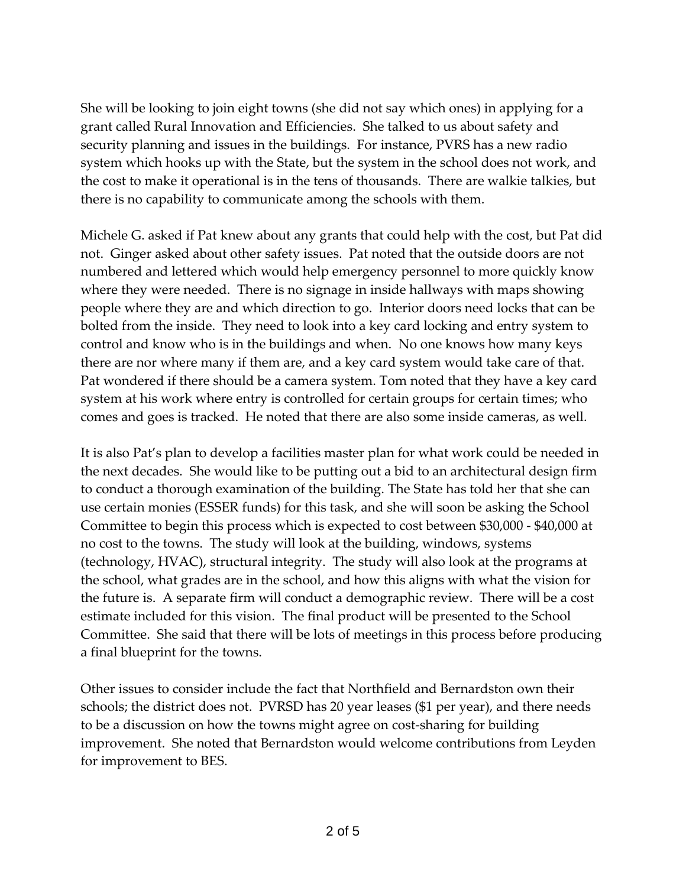She will be looking to join eight towns (she did not say which ones) in applying for a grant called Rural Innovation and Efficiencies. She talked to us about safety and security planning and issues in the buildings. For instance, PVRS has a new radio system which hooks up with the State, but the system in the school does not work, and the cost to make it operational is in the tens of thousands. There are walkie talkies, but there is no capability to communicate among the schools with them.

Michele G. asked if Pat knew about any grants that could help with the cost, but Pat did not. Ginger asked about other safety issues. Pat noted that the outside doors are not numbered and lettered which would help emergency personnel to more quickly know where they were needed. There is no signage in inside hallways with maps showing people where they are and which direction to go. Interior doors need locks that can be bolted from the inside. They need to look into a key card locking and entry system to control and know who is in the buildings and when. No one knows how many keys there are nor where many if them are, and a key card system would take care of that. Pat wondered if there should be a camera system. Tom noted that they have a key card system at his work where entry is controlled for certain groups for certain times; who comes and goes is tracked. He noted that there are also some inside cameras, as well.

It is also Pat's plan to develop a facilities master plan for what work could be needed in the next decades. She would like to be putting out a bid to an architectural design firm to conduct a thorough examination of the building. The State has told her that she can use certain monies (ESSER funds) for this task, and she will soon be asking the School Committee to begin this process which is expected to cost between $30,000 - $40,000 at no cost to the towns. The study will look at the building, windows, systems (technology, HVAC), structural integrity. The study will also look at the programs at the school, what grades are in the school, and how this aligns with what the vision for the future is. A separate firm will conduct a demographic review. There will be a cost estimate included for this vision. The final product will be presented to the School Committee. She said that there will be lots of meetings in this process before producing a final blueprint for the towns.

Other issues to consider include the fact that Northfield and Bernardston own their schools; the district does not. PVRSD has 20 year leases ($1 per year), and there needs to be a discussion on how the towns might agree on cost-sharing for building improvement. She noted that Bernardston would welcome contributions from Leyden for improvement to BES.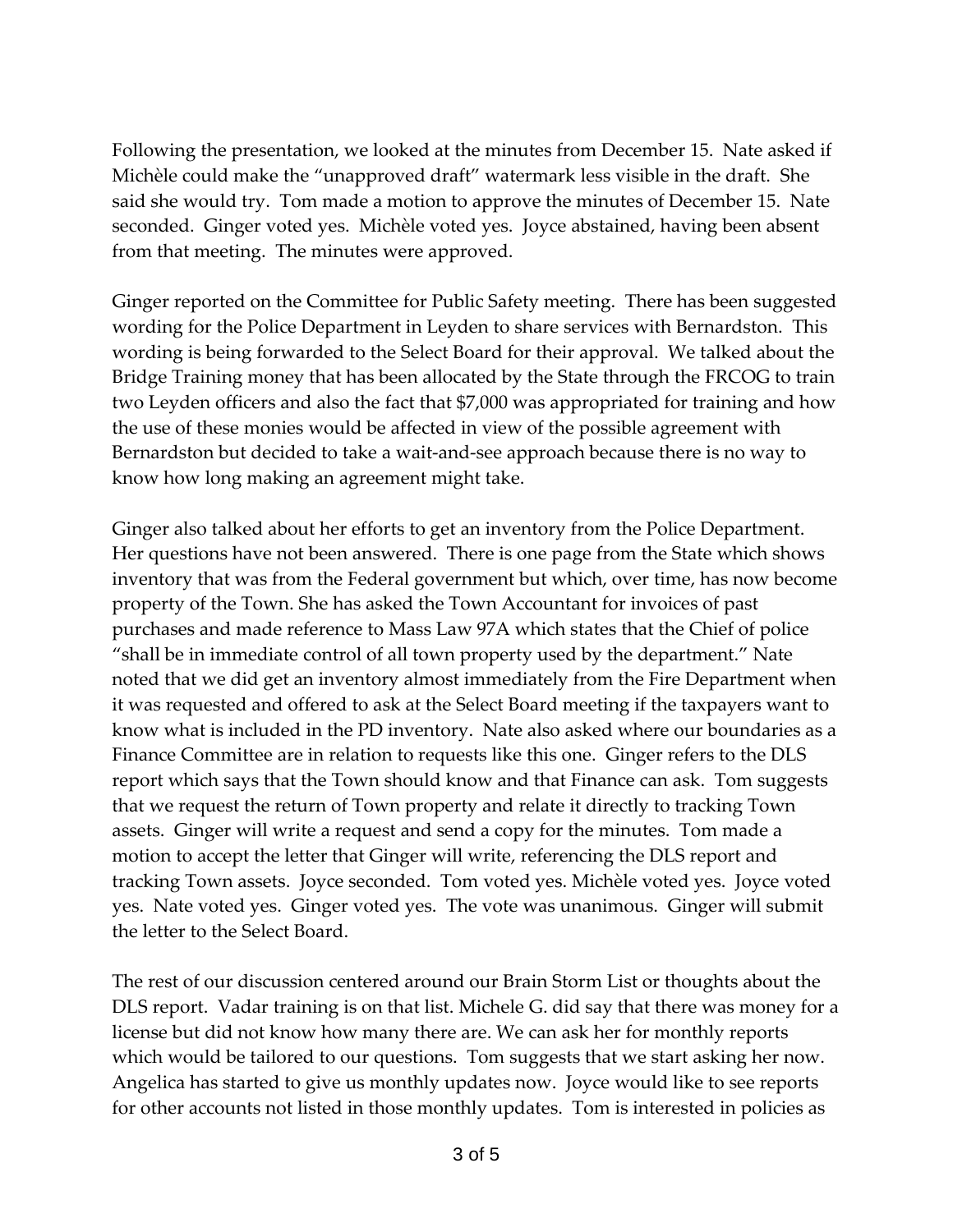Following the presentation, we looked at the minutes from December 15. Nate asked if Michèle could make the "unapproved draft" watermark less visible in the draft. She said she would try. Tom made a motion to approve the minutes of December 15. Nate seconded. Ginger voted yes. Michèle voted yes. Joyce abstained, having been absent from that meeting. The minutes were approved.

Ginger reported on the Committee for Public Safety meeting. There has been suggested wording for the Police Department in Leyden to share services with Bernardston. This wording is being forwarded to the Select Board for their approval. We talked about the Bridge Training money that has been allocated by the State through the FRCOG to train two Leyden officers and also the fact that $7,000 was appropriated for training and how the use of these monies would be affected in view of the possible agreement with Bernardston but decided to take a wait-and-see approach because there is no way to know how long making an agreement might take.

Ginger also talked about her efforts to get an inventory from the Police Department. Her questions have not been answered. There is one page from the State which shows inventory that was from the Federal government but which, over time, has now become property of the Town. She has asked the Town Accountant for invoices of past purchases and made reference to Mass Law 97A which states that the Chief of police "shall be in immediate control of all town property used by the department." Nate noted that we did get an inventory almost immediately from the Fire Department when it was requested and offered to ask at the Select Board meeting if the taxpayers want to know what is included in the PD inventory. Nate also asked where our boundaries as a Finance Committee are in relation to requests like this one. Ginger refers to the DLS report which says that the Town should know and that Finance can ask. Tom suggests that we request the return of Town property and relate it directly to tracking Town assets. Ginger will write a request and send a copy for the minutes. Tom made a motion to accept the letter that Ginger will write, referencing the DLS report and tracking Town assets. Joyce seconded. Tom voted yes. Michèle voted yes. Joyce voted yes. Nate voted yes. Ginger voted yes. The vote was unanimous. Ginger will submit the letter to the Select Board.

The rest of our discussion centered around our Brain Storm List or thoughts about the DLS report. Vadar training is on that list. Michele G. did say that there was money for a license but did not know how many there are. We can ask her for monthly reports which would be tailored to our questions. Tom suggests that we start asking her now. Angelica has started to give us monthly updates now. Joyce would like to see reports for other accounts not listed in those monthly updates. Tom is interested in policies as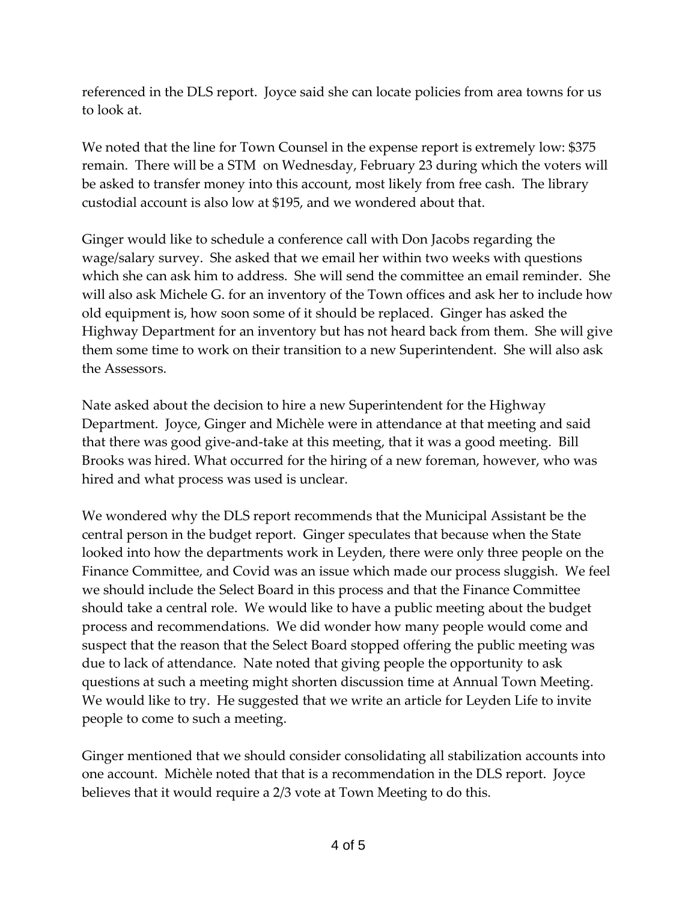referenced in the DLS report. Joyce said she can locate policies from area towns for us to look at.

We noted that the line for Town Counsel in the expense report is extremely low: $375 remain. There will be a STM on Wednesday, February 23 during which the voters will be asked to transfer money into this account, most likely from free cash. The library custodial account is also low at $195, and we wondered about that.

Ginger would like to schedule a conference call with Don Jacobs regarding the wage/salary survey. She asked that we email her within two weeks with questions which she can ask him to address. She will send the committee an email reminder. She will also ask Michele G. for an inventory of the Town offices and ask her to include how old equipment is, how soon some of it should be replaced. Ginger has asked the Highway Department for an inventory but has not heard back from them. She will give them some time to work on their transition to a new Superintendent. She will also ask the Assessors.

Nate asked about the decision to hire a new Superintendent for the Highway Department. Joyce, Ginger and Michèle were in attendance at that meeting and said that there was good give-and-take at this meeting, that it was a good meeting. Bill Brooks was hired. What occurred for the hiring of a new foreman, however, who was hired and what process was used is unclear.

We wondered why the DLS report recommends that the Municipal Assistant be the central person in the budget report. Ginger speculates that because when the State looked into how the departments work in Leyden, there were only three people on the Finance Committee, and Covid was an issue which made our process sluggish. We feel we should include the Select Board in this process and that the Finance Committee should take a central role. We would like to have a public meeting about the budget process and recommendations. We did wonder how many people would come and suspect that the reason that the Select Board stopped offering the public meeting was due to lack of attendance. Nate noted that giving people the opportunity to ask questions at such a meeting might shorten discussion time at Annual Town Meeting. We would like to try. He suggested that we write an article for Leyden Life to invite people to come to such a meeting.

Ginger mentioned that we should consider consolidating all stabilization accounts into one account. Michèle noted that that is a recommendation in the DLS report. Joyce believes that it would require a 2/3 vote at Town Meeting to do this.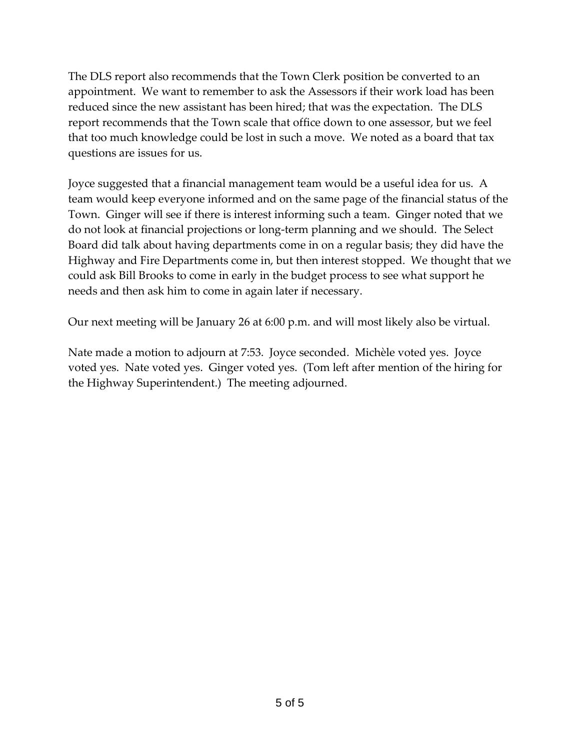The DLS report also recommends that the Town Clerk position be converted to an appointment. We want to remember to ask the Assessors if their work load has been reduced since the new assistant has been hired; that was the expectation. The DLS report recommends that the Town scale that office down to one assessor, but we feel that too much knowledge could be lost in such a move. We noted as a board that tax questions are issues for us.

Joyce suggested that a financial management team would be a useful idea for us. A team would keep everyone informed and on the same page of the financial status of the Town. Ginger will see if there is interest informing such a team. Ginger noted that we do not look at financial projections or long-term planning and we should. The Select Board did talk about having departments come in on a regular basis; they did have the Highway and Fire Departments come in, but then interest stopped. We thought that we could ask Bill Brooks to come in early in the budget process to see what support he needs and then ask him to come in again later if necessary.

Our next meeting will be January 26 at 6:00 p.m. and will most likely also be virtual.

Nate made a motion to adjourn at 7:53. Joyce seconded. Michèle voted yes. Joyce voted yes. Nate voted yes. Ginger voted yes. (Tom left after mention of the hiring for the Highway Superintendent.) The meeting adjourned.